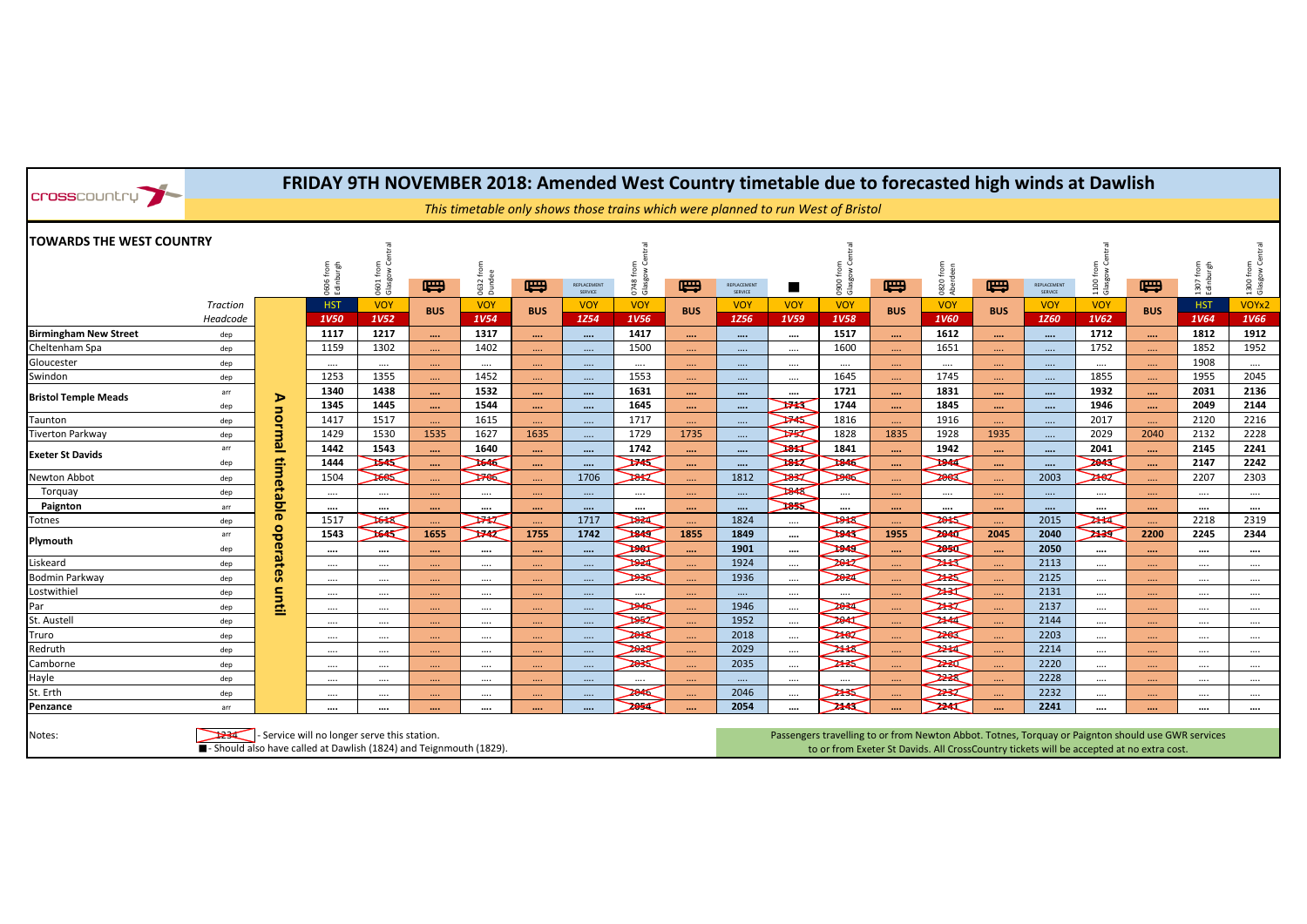# FRIDAY 9TH NOVEMBER 2018: Amended West Country timetable due to forecasted high winds at Dawlish

*This timetable only shows those trains which were planned to run West of Bristol*

## TOWARDS THE WEST COUNTRY

A normal timetable operates until

| | | 0606 from Edinburgh | 0601 from Glasgow Central | BUS | 0632 from Dundee | BUS | REPLACEMENT SERVICE | 0748 from Glasgow Central | BUS | REPLACEMENT SERVICE | ■ | 0900 from Glasgow Central | BUS | 0820 from Aberdeen | BUS | REPLACEMENT SERVICE | 1100 from Glasgow Central | BUS | 1307 from Edinburgh | 1300 from Glasgow Central |
|---|---|---|---|---|---|---|---|---|---|---|---|---|---|---|---|---|---|---|---|---|
| *Traction* | | HST | VOY | BUS | VOY | BUS | VOY | VOY | BUS | VOY | VOY | VOY | BUS | VOY | BUS | VOY | VOY | BUS | HST | VOYx2 |
| *Headcode* | | *1V50* | *1V52* | | *1V54* | | *1Z54* | *1V56* | | *1Z56* | *1V59* | *1V58* | | *1V60* | | *1Z60* | *1V62* | | *1V64* | *1V66* |
| **Birmingham New Street** | dep | 1117 | 1217 | .... | 1317 | .... | .... | 1417 | .... | .... | .... | 1517 | .... | 1612 | .... | .... | 1712 | .... | 1812 | 1912 |
| Cheltenham Spa | dep | 1159 | 1302 | .... | 1402 | .... | .... | 1500 | .... | .... | .... | 1600 | .... | 1651 | .... | .... | 1752 | .... | 1852 | 1952 |
| Gloucester | dep | .... | .... | .... | .... | .... | .... | .... | .... | .... | .... | .... | .... | .... | .... | .... | .... | .... | 1908 | .... |
| Swindon | dep | 1253 | 1355 | .... | 1452 | .... | .... | 1553 | .... | .... | .... | 1645 | .... | 1745 | .... | .... | 1855 | .... | 1955 | 2045 |
| **Bristol Temple Meads** | arr | 1340 | 1438 | .... | 1532 | .... | .... | 1631 | .... | .... | .... | 1721 | .... | 1831 | .... | .... | 1932 | .... | 2031 | 2136 |
| | dep | 1345 | 1445 | .... | 1544 | .... | .... | 1645 | .... | .... | ~~1713~~ | 1744 | .... | 1845 | .... | .... | 1946 | .... | 2049 | 2144 |
| Taunton | dep | 1417 | 1517 | .... | 1615 | .... | .... | 1717 | .... | .... | ~~1745~~ | 1816 | .... | 1916 | .... | .... | 2017 | .... | 2120 | 2216 |
| Tiverton Parkway | dep | 1429 | 1530 | 1535 | 1627 | 1635 | .... | 1729 | 1735 | .... | ~~1757~~ | 1828 | 1835 | 1928 | 1935 | .... | 2029 | 2040 | 2132 | 2228 |
| **Exeter St Davids** | arr | 1442 | 1543 | .... | 1640 | .... | .... | 1742 | .... | .... | ~~1811~~ | 1841 | .... | 1942 | .... | .... | 2041 | .... | 2145 | 2241 |
| | dep | 1444 | ~~1545~~ | .... | ~~1646~~ | .... | .... | ~~1745~~ | .... | .... | ~~1812~~ | ~~1846~~ | .... | ~~1944~~ | .... | .... | ~~2043~~ | .... | 2147 | 2242 |
| Newton Abbot | dep | 1504 | ~~1605~~ | .... | ~~1706~~ | .... | 1706 | ~~1812~~ | .... | 1812 | ~~1837~~ | ~~1906~~ | .... | ~~2003~~ | .... | 2003 | ~~2102~~ | .... | 2207 | 2303 |
| Torquay | dep | .... | .... | .... | .... | .... | .... | .... | .... | .... | ~~1848~~ | .... | .... | .... | .... | .... | .... | .... | .... | .... |
| **Paignton** | arr | .... | .... | .... | .... | .... | .... | .... | .... | .... | ~~1855~~ | .... | .... | .... | .... | .... | .... | .... | .... | .... |
| Totnes | dep | 1517 | ~~1618~~ | .... | ~~1717~~ | .... | 1717 | ~~1824~~ | .... | 1824 | .... | ~~1918~~ | .... | ~~2015~~ | .... | 2015 | ~~2114~~ | .... | 2218 | 2319 |
| **Plymouth** | arr | 1543 | ~~1645~~ | 1655 | ~~1742~~ | 1755 | 1742 | ~~1849~~ | 1855 | 1849 | .... | ~~1943~~ | 1955 | ~~2040~~ | 2045 | 2040 | ~~2139~~ | 2200 | 2245 | 2344 |
| | dep | .... | .... | .... | .... | .... | .... | ~~1901~~ | .... | 1901 | .... | ~~1949~~ | .... | ~~2050~~ | .... | 2050 | .... | .... | .... | .... |
| Liskeard | dep | .... | .... | .... | .... | .... | .... | ~~1924~~ | .... | 1924 | .... | ~~2017~~ | .... | ~~2113~~ | .... | 2113 | .... | .... | .... | .... |
| Bodmin Parkway | dep | .... | .... | .... | .... | .... | .... | ~~1936~~ | .... | 1936 | .... | ~~2024~~ | .... | ~~2125~~ | .... | 2125 | .... | .... | .... | .... |
| Lostwithiel | dep | .... | .... | .... | .... | .... | .... | .... | .... | .... | .... | .... | .... | ~~2131~~ | .... | 2131 | .... | .... | .... | .... |
| Par | dep | .... | .... | .... | .... | .... | .... | ~~1946~~ | .... | 1946 | .... | ~~2034~~ | .... | ~~2137~~ | .... | 2137 | .... | .... | .... | .... |
| St. Austell | dep | .... | .... | .... | .... | .... | .... | ~~1952~~ | .... | 1952 | .... | ~~2041~~ | .... | ~~2144~~ | .... | 2144 | .... | .... | .... | .... |
| Truro | dep | .... | .... | .... | .... | .... | .... | ~~2018~~ | .... | 2018 | .... | ~~2102~~ | .... | ~~2203~~ | .... | 2203 | .... | .... | .... | .... |
| Redruth | dep | .... | .... | .... | .... | .... | .... | ~~2029~~ | .... | 2029 | .... | ~~2118~~ | .... | ~~2214~~ | .... | 2214 | .... | .... | .... | .... |
| Camborne | dep | .... | .... | .... | .... | .... | .... | ~~2035~~ | .... | 2035 | .... | ~~2125~~ | .... | ~~2220~~ | .... | 2220 | .... | .... | .... | .... |
| Hayle | dep | .... | .... | .... | .... | .... | .... | .... | .... | .... | .... | .... | .... | ~~2228~~ | .... | 2228 | .... | .... | .... | .... |
| St. Erth | dep | .... | .... | .... | .... | .... | .... | ~~2046~~ | .... | 2046 | .... | ~~2135~~ | .... | ~~2232~~ | .... | 2232 | .... | .... | .... | .... |
| **Penzance** | arr | .... | .... | .... | .... | .... | .... | ~~2054~~ | .... | 2054 | .... | ~~2143~~ | .... | ~~2241~~ | .... | 2241 | .... | .... | .... | .... |

Notes:

~~1234~~ - Service will no longer serve this station.

■ - Should also have called at Dawlish (1824) and Teignmouth (1829).

Passengers travelling to or from Newton Abbot. Totnes, Torquay or Paignton should use GWR services to or from Exeter St Davids. All CrossCountry tickets will be accepted at no extra cost.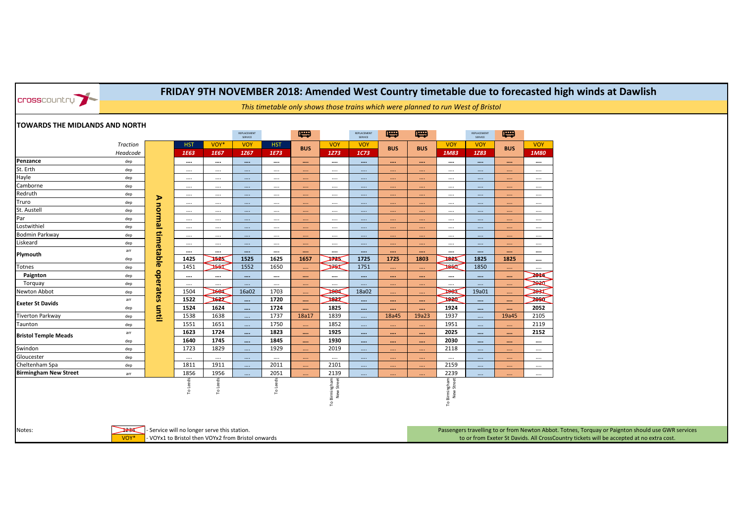# FRIDAY 9TH NOVEMBER 2018: Amended West Country timetable due to forecasted high winds at Dawlish

*This timetable only shows those trains which were planned to run West of Bristol*

## TOWARDS THE MIDLANDS AND NORTH

| | | | | | REPLACEMENT SERVICE | | | | REPLACEMENT SERVICE | | | | REPLACEMENT SERVICE | | |
|---|---|---|---|---|---|---|---|---|---|---|---|---|---|---|---|
| Traction | | A normal timetable operates until | HST | VOY* | VOY | HST | BUS | VOY | VOY | BUS | BUS | VOY | VOY | BUS | VOY |
| Headcode | | | 1E63 | 1E67 | 1Z67 | 1E73 | | 1Z73 | 1C73 | | | 1M83 | 1Z83 | | 1M80 |
| **Penzance** | dep | | .... | .... | .... | .... | .... | .... | .... | .... | .... | .... | .... | .... | .... |
| St. Erth | dep | | .... | .... | .... | .... | .... | .... | .... | .... | .... | .... | .... | .... | .... |
| Hayle | dep | | .... | .... | .... | .... | .... | .... | .... | .... | .... | .... | .... | .... | .... |
| Camborne | dep | | .... | .... | .... | .... | .... | .... | .... | .... | .... | .... | .... | .... | .... |
| Redruth | dep | | .... | .... | .... | .... | .... | .... | .... | .... | .... | .... | .... | .... | .... |
| Truro | dep | | .... | .... | .... | .... | .... | .... | .... | .... | .... | .... | .... | .... | .... |
| St. Austell | dep | | .... | .... | .... | .... | .... | .... | .... | .... | .... | .... | .... | .... | .... |
| Par | dep | | .... | .... | .... | .... | .... | .... | .... | .... | .... | .... | .... | .... | .... |
| Lostwithiel | dep | | .... | .... | .... | .... | .... | .... | .... | .... | .... | .... | .... | .... | .... |
| Bodmin Parkway | dep | | .... | .... | .... | .... | .... | .... | .... | .... | .... | .... | .... | .... | .... |
| Liskeard | dep | | .... | .... | .... | .... | .... | .... | .... | .... | .... | .... | .... | .... | .... |
| **Plymouth** | arr | | .... | .... | .... | .... | .... | .... | .... | .... | .... | .... | .... | .... | .... |
| | dep | | 1425 | ~~1525~~ | 1525 | 1625 | 1657 | ~~1725~~ | 1725 | 1725 | 1803 | ~~1825~~ | 1825 | 1825 | .... |
| Totnes | dep | | 1451 | ~~1551~~ | 1552 | 1650 | .... | ~~1751~~ | 1751 | .... | .... | ~~1850~~ | 1850 | .... | .... |
| **Paignton** | dep | | .... | .... | .... | .... | .... | .... | .... | .... | .... | .... | .... | .... | ~~2014~~ |
| Torquay | dep | | .... | .... | .... | .... | .... | .... | .... | .... | .... | .... | .... | .... | ~~2020~~ |
| Newton Abbot | dep | | 1504 | ~~1604~~ | 16a02 | 1703 | .... | ~~1804~~ | 18a02 | .... | .... | ~~1903~~ | 19a01 | .... | ~~2031~~ |
| **Exeter St Davids** | arr | | 1522 | ~~1622~~ | .... | 1720 | .... | ~~1822~~ | .... | .... | .... | ~~1920~~ | .... | .... | ~~2050~~ |
| | dep | | 1524 | 1624 | .... | 1724 | .... | 1825 | .... | .... | .... | 1924 | .... | .... | 2052 |
| Tiverton Parkway | dep | | 1538 | 1638 | .... | 1737 | 18a17 | 1839 | .... | 18a45 | 19a23 | 1937 | .... | 19a45 | 2105 |
| Taunton | dep | | 1551 | 1651 | .... | 1750 | .... | 1852 | .... | .... | .... | 1951 | .... | .... | 2119 |
| **Bristol Temple Meads** | arr | | 1623 | 1724 | .... | 1823 | .... | 1925 | .... | .... | .... | 2025 | .... | .... | 2152 |
| | dep | | 1640 | 1745 | .... | 1845 | .... | 1930 | .... | .... | .... | 2030 | .... | .... | .... |
| Swindon | dep | | 1723 | 1829 | .... | 1929 | .... | 2019 | .... | .... | .... | 2118 | .... | .... | .... |
| Gloucester | dep | | .... | .... | .... | .... | .... | .... | .... | .... | .... | .... | .... | .... | .... |
| Cheltenham Spa | dep | | 1811 | 1911 | .... | 2011 | .... | 2101 | .... | .... | .... | 2159 | .... | .... | .... |
| **Birmingham New Street** | arr | | 1856 | 1956 | .... | 2051 | .... | 2139 | .... | .... | .... | 2239 | .... | .... | .... |
| | | | To Leeds | To Leeds | | To Leeds | | To Birmingham New Street | | | | To Birmingham New Street | | | |

Notes:

- ~~1234~~ - Service will no longer serve this station.
- VOY* - VOYx1 to Bristol then VOYx2 from Bristol onwards

Passengers travelling to or from Newton Abbot. Totnes, Torquay or Paignton should use GWR services to or from Exeter St Davids. All CrossCountry tickets will be accepted at no extra cost.